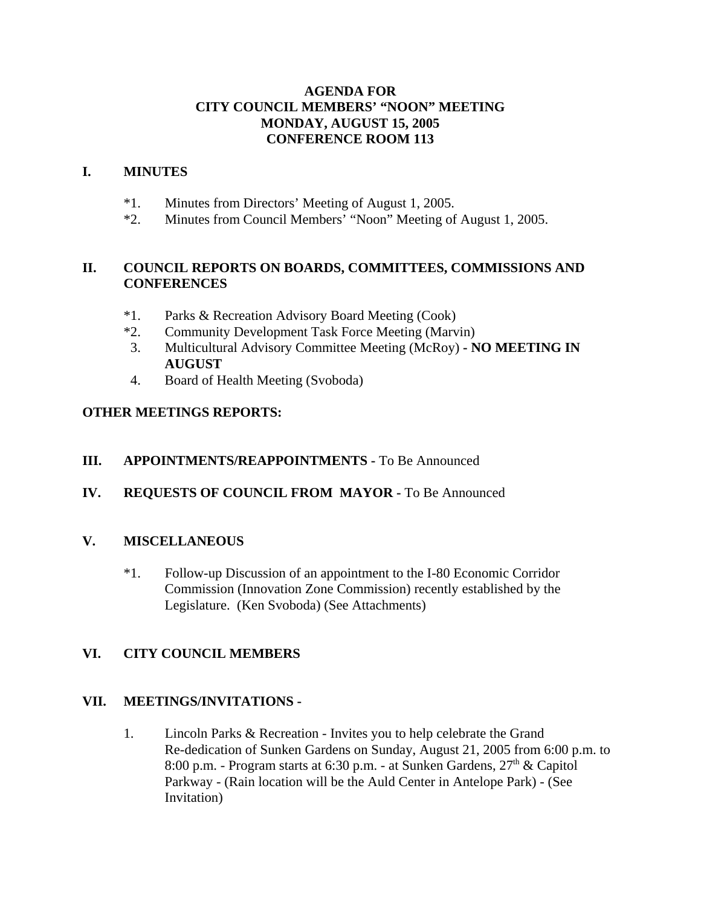# AGENDA FOR
# CITY COUNCIL MEMBERS' "NOON" MEETING
# MONDAY, AUGUST 15, 2005
# CONFERENCE ROOM 113

## I. MINUTES

*1. Minutes from Directors' Meeting of August 1, 2005.
*2. Minutes from Council Members' "Noon" Meeting of August 1, 2005.

## II. COUNCIL REPORTS ON BOARDS, COMMITTEES, COMMISSIONS AND CONFERENCES

*1. Parks & Recreation Advisory Board Meeting (Cook)
*2. Community Development Task Force Meeting (Marvin)
3. Multicultural Advisory Committee Meeting (McRoy) - **NO MEETING IN AUGUST**
4. Board of Health Meeting (Svoboda)

## OTHER MEETINGS REPORTS:

## III. APPOINTMENTS/REAPPOINTMENTS - To Be Announced

## IV. REQUESTS OF COUNCIL FROM MAYOR - To Be Announced

## V. MISCELLANEOUS

*1. Follow-up Discussion of an appointment to the I-80 Economic Corridor Commission (Innovation Zone Commission) recently established by the Legislature. (Ken Svoboda) (See Attachments)

## VI. CITY COUNCIL MEMBERS

## VII. MEETINGS/INVITATIONS -

1. Lincoln Parks & Recreation - Invites you to help celebrate the Grand Re-dedication of Sunken Gardens on Sunday, August 21, 2005 from 6:00 p.m. to 8:00 p.m. - Program starts at 6:30 p.m. - at Sunken Gardens, 27th & Capitol Parkway - (Rain location will be the Auld Center in Antelope Park) - (See Invitation)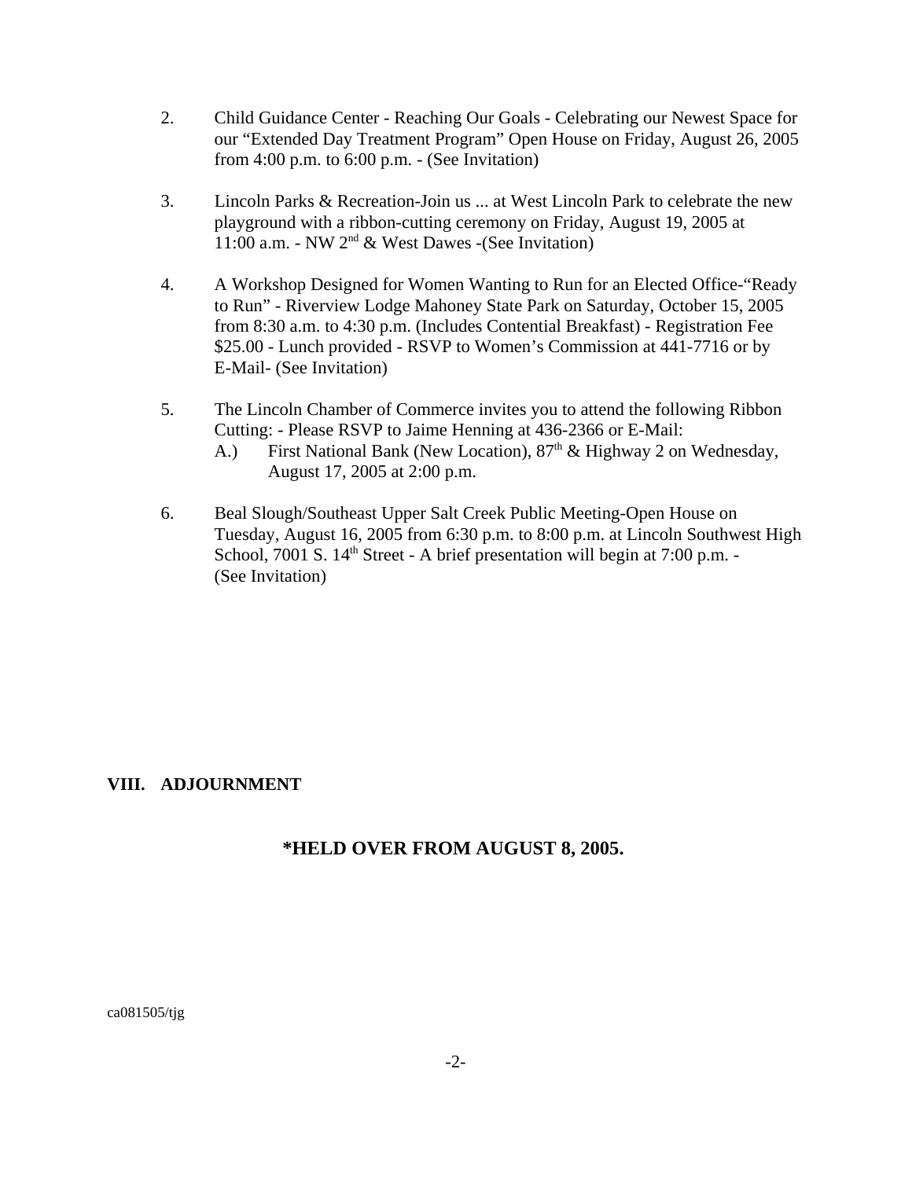2. Child Guidance Center - Reaching Our Goals - Celebrating our Newest Space for our "Extended Day Treatment Program" Open House on Friday, August 26, 2005 from 4:00 p.m. to 6:00 p.m. - (See Invitation)

3. Lincoln Parks & Recreation-Join us ... at West Lincoln Park to celebrate the new playground with a ribbon-cutting ceremony on Friday, August 19, 2005 at 11:00 a.m. - NW 2nd & West Dawes -(See Invitation)

4. A Workshop Designed for Women Wanting to Run for an Elected Office-"Ready to Run" - Riverview Lodge Mahoney State Park on Saturday, October 15, 2005 from 8:30 a.m. to 4:30 p.m. (Includes Contential Breakfast) - Registration Fee $25.00 - Lunch provided - RSVP to Women's Commission at 441-7716 or by E-Mail- (See Invitation)

5. The Lincoln Chamber of Commerce invites you to attend the following Ribbon Cutting: - Please RSVP to Jaime Henning at 436-2366 or E-Mail:
   A.) First National Bank (New Location), 87th & Highway 2 on Wednesday, August 17, 2005 at 2:00 p.m.

6. Beal Slough/Southeast Upper Salt Creek Public Meeting-Open House on Tuesday, August 16, 2005 from 6:30 p.m. to 8:00 p.m. at Lincoln Southwest High School, 7001 S. 14th Street - A brief presentation will begin at 7:00 p.m. - (See Invitation)

**VIII. ADJOURNMENT**

**\*HELD OVER FROM AUGUST 8, 2005.**

ca081505/tjg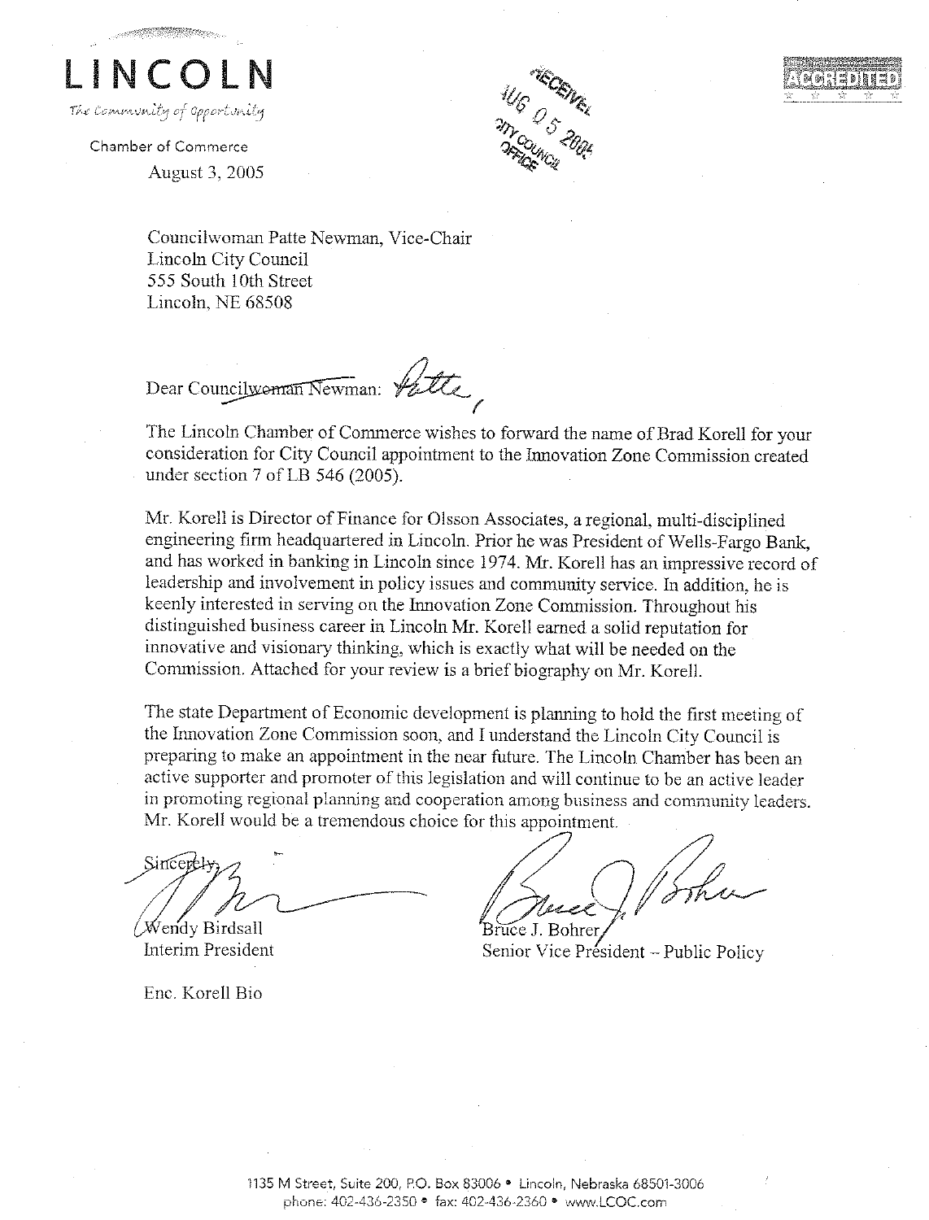# LINCOLN

*The Community of Opportunity*

Chamber of Commerce

August 3, 2005

RECEIVED AUG 05 2005 CITY COUNCIL OFFICE

ACCREDITED

Councilwoman Patte Newman, Vice-Chair
Lincoln City Council
555 South 10th Street
Lincoln, NE 68508

Dear ~~Councilwoman Newman~~: Patte,

The Lincoln Chamber of Commerce wishes to forward the name of Brad Korell for your consideration for City Council appointment to the Innovation Zone Commission created under section 7 of LB 546 (2005).

Mr. Korell is Director of Finance for Olsson Associates, a regional, multi-disciplined engineering firm headquartered in Lincoln. Prior he was President of Wells-Fargo Bank, and has worked in banking in Lincoln since 1974. Mr. Korell has an impressive record of leadership and involvement in policy issues and community service. In addition, he is keenly interested in serving on the Innovation Zone Commission. Throughout his distinguished business career in Lincoln Mr. Korell earned a solid reputation for innovative and visionary thinking, which is exactly what will be needed on the Commission. Attached for your review is a brief biography on Mr. Korell.

The state Department of Economic development is planning to hold the first meeting of the Innovation Zone Commission soon, and I understand the Lincoln City Council is preparing to make an appointment in the near future. The Lincoln Chamber has been an active supporter and promoter of this legislation and will continue to be an active leader in promoting regional planning and cooperation among business and community leaders. Mr. Korell would be a tremendous choice for this appointment.

Sincerely,

Wendy Birdsall
Interim President

Bruce J. Bohrer
Senior Vice President – Public Policy

Enc. Korell Bio

1135 M Street, Suite 200, P.O. Box 83006 • Lincoln, Nebraska 68501-3006
phone: 402-436-2350 • fax: 402-436-2360 • www.LCOC.com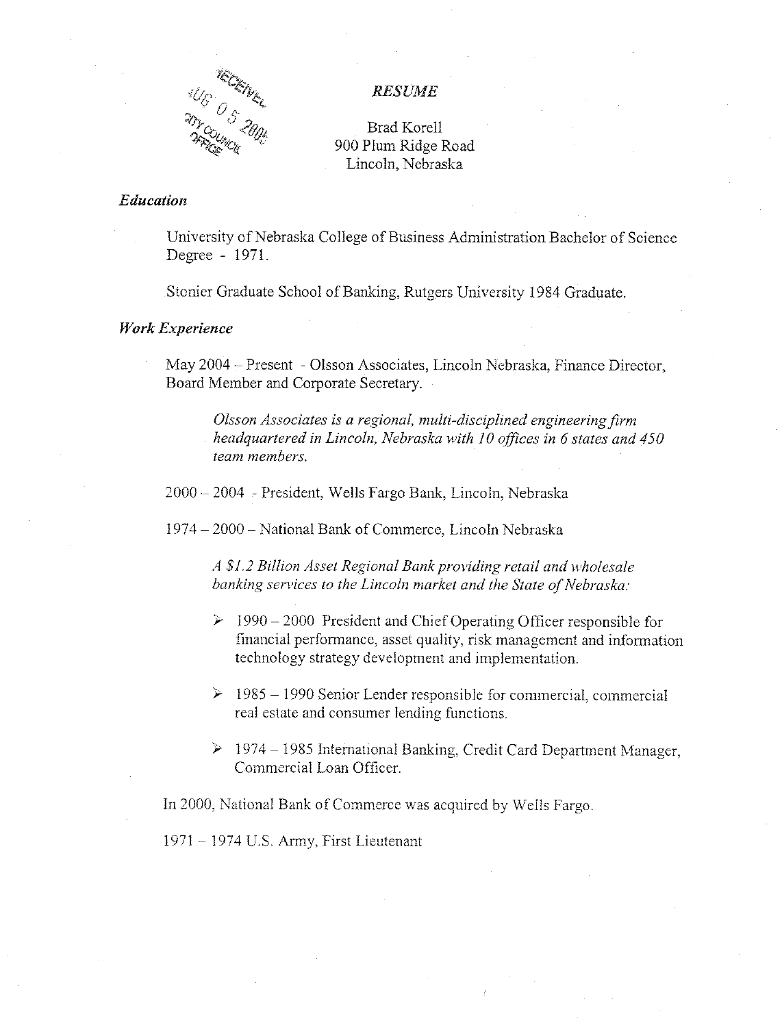RECEIVED AUG 05 2004 CITY COUNCIL OFFICE

*RESUME*

Brad Korell
900 Plum Ridge Road
Lincoln, Nebraska

### *Education*

University of Nebraska College of Business Administration Bachelor of Science Degree - 1971.

Stonier Graduate School of Banking, Rutgers University 1984 Graduate.

### *Work Experience*

May 2004 – Present - Olsson Associates, Lincoln Nebraska, Finance Director, Board Member and Corporate Secretary.

*Olsson Associates is a regional, multi-disciplined engineering firm headquartered in Lincoln, Nebraska with 10 offices in 6 states and 450 team members.*

2000 – 2004 - President, Wells Fargo Bank, Lincoln, Nebraska

1974 – 2000 – National Bank of Commerce, Lincoln Nebraska

*A $1.2 Billion Asset Regional Bank providing retail and wholesale banking services to the Lincoln market and the State of Nebraska:*

- 1990 – 2000 President and Chief Operating Officer responsible for financial performance, asset quality, risk management and information technology strategy development and implementation.
- 1985 – 1990 Senior Lender responsible for commercial, commercial real estate and consumer lending functions.
- 1974 – 1985 International Banking, Credit Card Department Manager, Commercial Loan Officer.

In 2000, National Bank of Commerce was acquired by Wells Fargo.

1971 – 1974 U.S. Army, First Lieutenant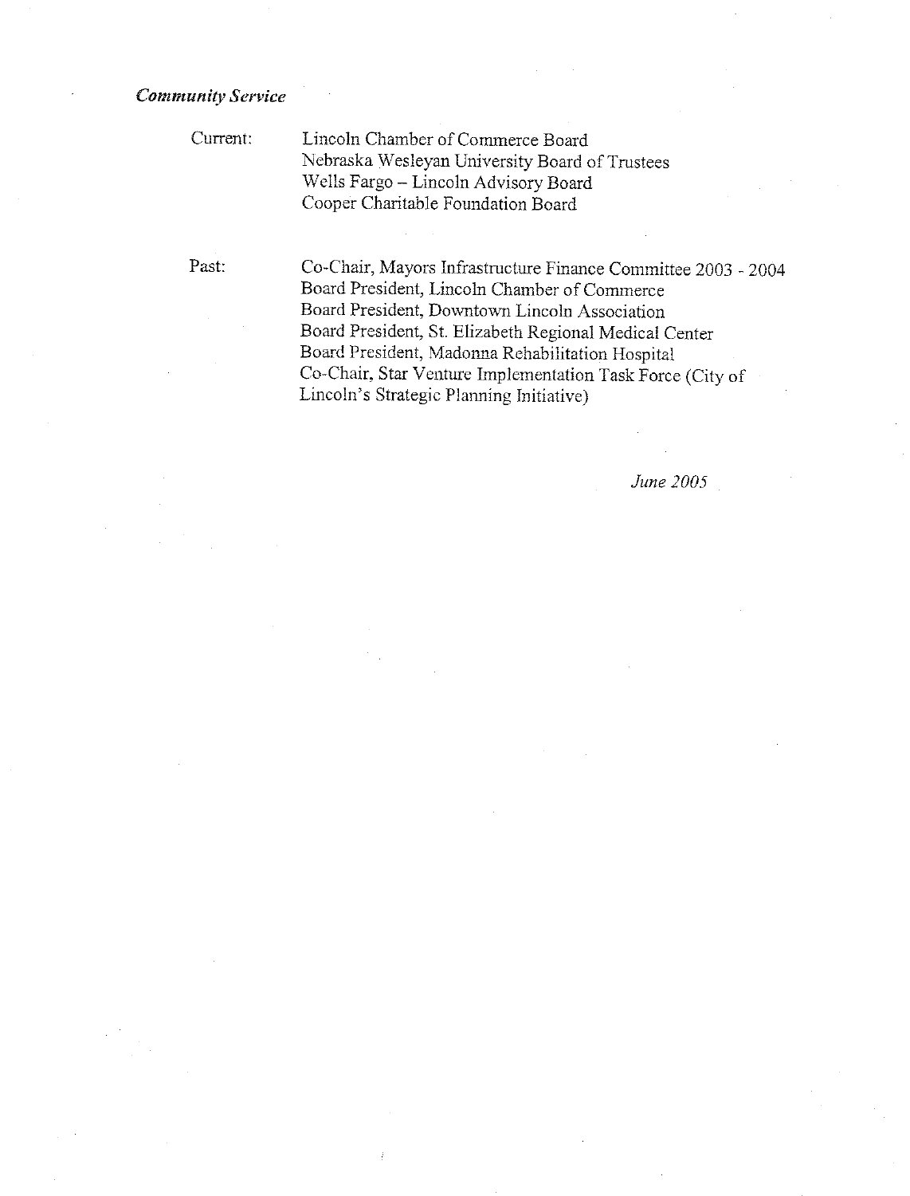*Community Service*

Current: Lincoln Chamber of Commerce Board
Nebraska Wesleyan University Board of Trustees
Wells Fargo – Lincoln Advisory Board
Cooper Charitable Foundation Board

Past: Co-Chair, Mayors Infrastructure Finance Committee 2003 - 2004
Board President, Lincoln Chamber of Commerce
Board President, Downtown Lincoln Association
Board President, St. Elizabeth Regional Medical Center
Board President, Madonna Rehabilitation Hospital
Co-Chair, Star Venture Implementation Task Force (City of Lincoln's Strategic Planning Initiative)

*June 2005*